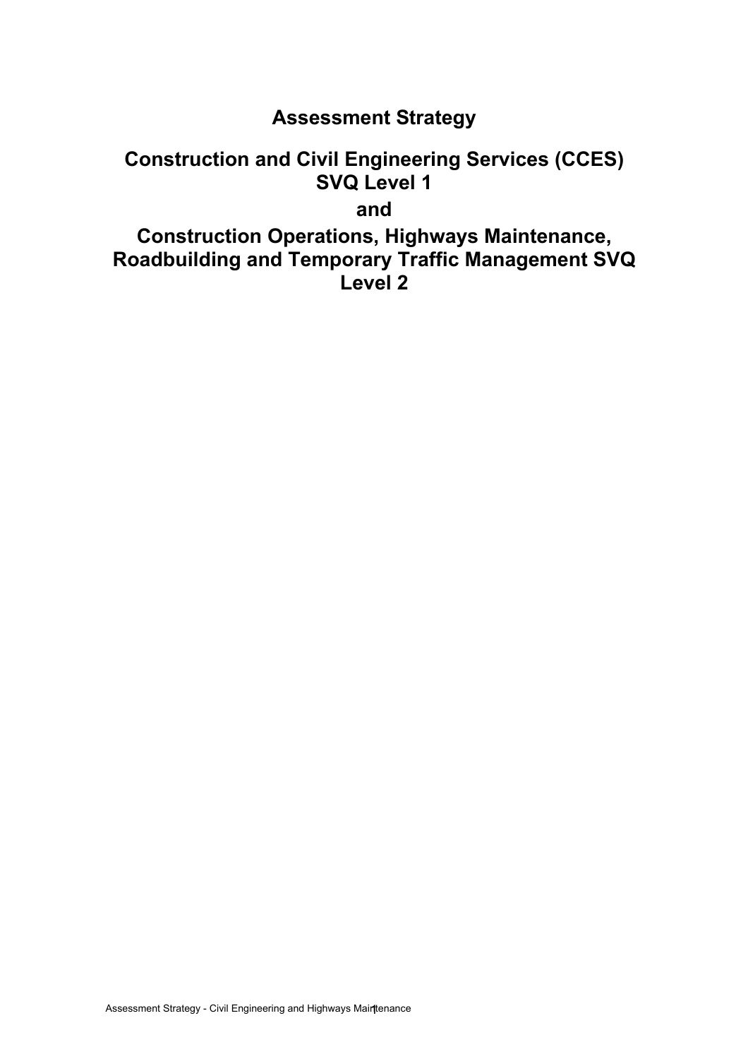# Assessment Strategy

## Construction and Civil Engineering Services (CCES) SVQ Level 1

## and

## Construction Operations, Highways Maintenance, Roadbuilding and Temporary Traffic Management SVQ Level 2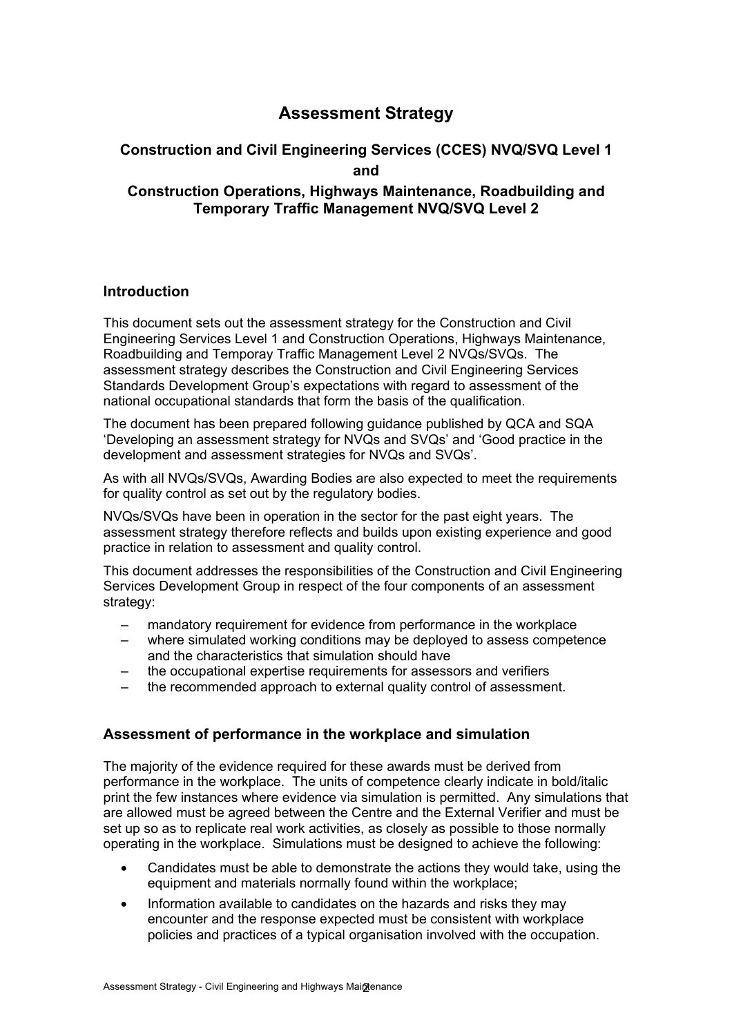# Assessment Strategy

### Construction and Civil Engineering Services (CCES) NVQ/SVQ Level 1
### and
### Construction Operations, Highways Maintenance, Roadbuilding and Temporary Traffic Management NVQ/SVQ Level 2

## Introduction

This document sets out the assessment strategy for the Construction and Civil Engineering Services Level 1 and Construction Operations, Highways Maintenance, Roadbuilding and Temporay Traffic Management Level 2 NVQs/SVQs. The assessment strategy describes the Construction and Civil Engineering Services Standards Development Group's expectations with regard to assessment of the national occupational standards that form the basis of the qualification.

The document has been prepared following guidance published by QCA and SQA 'Developing an assessment strategy for NVQs and SVQs' and 'Good practice in the development and assessment strategies for NVQs and SVQs'.

As with all NVQs/SVQs, Awarding Bodies are also expected to meet the requirements for quality control as set out by the regulatory bodies.

NVQs/SVQs have been in operation in the sector for the past eight years. The assessment strategy therefore reflects and builds upon existing experience and good practice in relation to assessment and quality control.

This document addresses the responsibilities of the Construction and Civil Engineering Services Development Group in respect of the four components of an assessment strategy:

– mandatory requirement for evidence from performance in the workplace
– where simulated working conditions may be deployed to assess competence and the characteristics that simulation should have
– the occupational expertise requirements for assessors and verifiers
– the recommended approach to external quality control of assessment.

## Assessment of performance in the workplace and simulation

The majority of the evidence required for these awards must be derived from performance in the workplace. The units of competence clearly indicate in bold/italic print the few instances where evidence via simulation is permitted. Any simulations that are allowed must be agreed between the Centre and the External Verifier and must be set up so as to replicate real work activities, as closely as possible to those normally operating in the workplace. Simulations must be designed to achieve the following:

- Candidates must be able to demonstrate the actions they would take, using the equipment and materials normally found within the workplace;
- Information available to candidates on the hazards and risks they may encounter and the response expected must be consistent with workplace policies and practices of a typical organisation involved with the occupation.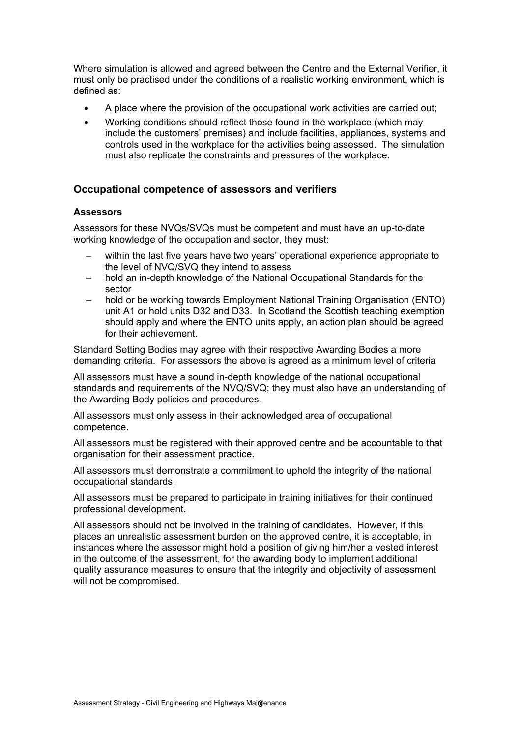Where simulation is allowed and agreed between the Centre and the External Verifier, it must only be practised under the conditions of a realistic working environment, which is defined as:

- A place where the provision of the occupational work activities are carried out;
- Working conditions should reflect those found in the workplace (which may include the customers' premises) and include facilities, appliances, systems and controls used in the workplace for the activities being assessed. The simulation must also replicate the constraints and pressures of the workplace.

## Occupational competence of assessors and verifiers

### Assessors

Assessors for these NVQs/SVQs must be competent and must have an up-to-date working knowledge of the occupation and sector, they must:

- within the last five years have two years' operational experience appropriate to the level of NVQ/SVQ they intend to assess
- hold an in-depth knowledge of the National Occupational Standards for the sector
- hold or be working towards Employment National Training Organisation (ENTO) unit A1 or hold units D32 and D33. In Scotland the Scottish teaching exemption should apply and where the ENTO units apply, an action plan should be agreed for their achievement.

Standard Setting Bodies may agree with their respective Awarding Bodies a more demanding criteria. For assessors the above is agreed as a minimum level of criteria

All assessors must have a sound in-depth knowledge of the national occupational standards and requirements of the NVQ/SVQ; they must also have an understanding of the Awarding Body policies and procedures.

All assessors must only assess in their acknowledged area of occupational competence.

All assessors must be registered with their approved centre and be accountable to that organisation for their assessment practice.

All assessors must demonstrate a commitment to uphold the integrity of the national occupational standards.

All assessors must be prepared to participate in training initiatives for their continued professional development.

All assessors should not be involved in the training of candidates. However, if this places an unrealistic assessment burden on the approved centre, it is acceptable, in instances where the assessor might hold a position of giving him/her a vested interest in the outcome of the assessment, for the awarding body to implement additional quality assurance measures to ensure that the integrity and objectivity of assessment will not be compromised.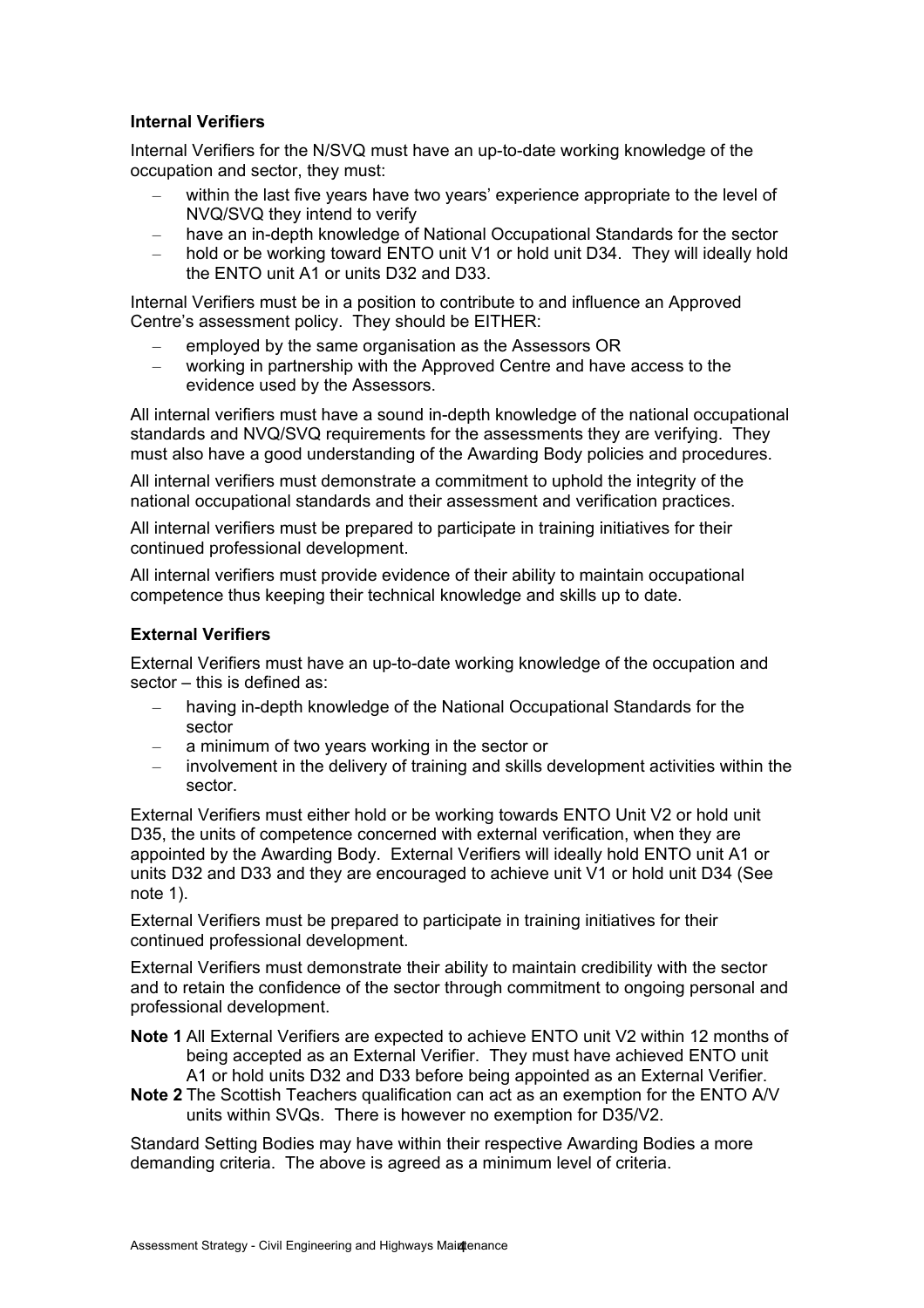### Internal Verifiers

Internal Verifiers for the N/SVQ must have an up-to-date working knowledge of the occupation and sector, they must:

- within the last five years have two years' experience appropriate to the level of NVQ/SVQ they intend to verify
- have an in-depth knowledge of National Occupational Standards for the sector
- hold or be working toward ENTO unit V1 or hold unit D34. They will ideally hold the ENTO unit A1 or units D32 and D33.

Internal Verifiers must be in a position to contribute to and influence an Approved Centre's assessment policy. They should be EITHER:

- employed by the same organisation as the Assessors OR
- working in partnership with the Approved Centre and have access to the evidence used by the Assessors.

All internal verifiers must have a sound in-depth knowledge of the national occupational standards and NVQ/SVQ requirements for the assessments they are verifying. They must also have a good understanding of the Awarding Body policies and procedures.

All internal verifiers must demonstrate a commitment to uphold the integrity of the national occupational standards and their assessment and verification practices.

All internal verifiers must be prepared to participate in training initiatives for their continued professional development.

All internal verifiers must provide evidence of their ability to maintain occupational competence thus keeping their technical knowledge and skills up to date.

### External Verifiers

External Verifiers must have an up-to-date working knowledge of the occupation and sector – this is defined as:

- having in-depth knowledge of the National Occupational Standards for the sector
- a minimum of two years working in the sector or
- involvement in the delivery of training and skills development activities within the sector.

External Verifiers must either hold or be working towards ENTO Unit V2 or hold unit D35, the units of competence concerned with external verification, when they are appointed by the Awarding Body. External Verifiers will ideally hold ENTO unit A1 or units D32 and D33 and they are encouraged to achieve unit V1 or hold unit D34 (See note 1).

External Verifiers must be prepared to participate in training initiatives for their continued professional development.

External Verifiers must demonstrate their ability to maintain credibility with the sector and to retain the confidence of the sector through commitment to ongoing personal and professional development.

**Note 1** All External Verifiers are expected to achieve ENTO unit V2 within 12 months of being accepted as an External Verifier. They must have achieved ENTO unit A1 or hold units D32 and D33 before being appointed as an External Verifier.

**Note 2** The Scottish Teachers qualification can act as an exemption for the ENTO A/V units within SVQs. There is however no exemption for D35/V2.

Standard Setting Bodies may have within their respective Awarding Bodies a more demanding criteria. The above is agreed as a minimum level of criteria.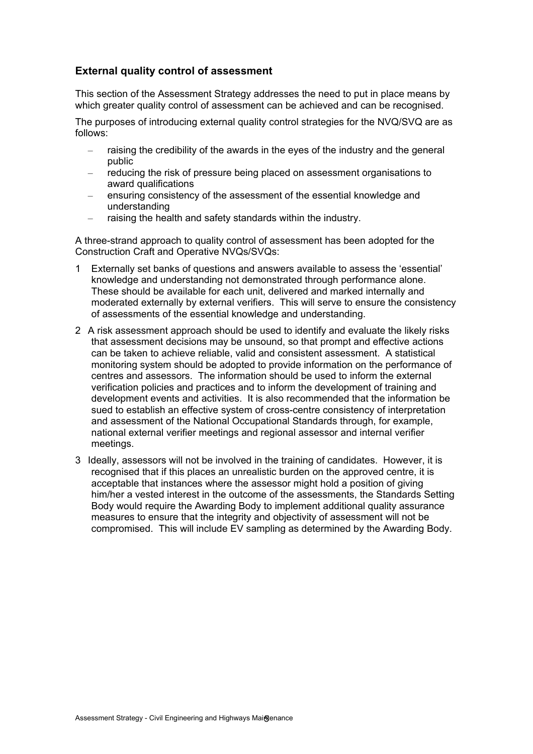## External quality control of assessment

This section of the Assessment Strategy addresses the need to put in place means by which greater quality control of assessment can be achieved and can be recognised.

The purposes of introducing external quality control strategies for the NVQ/SVQ are as follows:

- raising the credibility of the awards in the eyes of the industry and the general public
- reducing the risk of pressure being placed on assessment organisations to award qualifications
- ensuring consistency of the assessment of the essential knowledge and understanding
- raising the health and safety standards within the industry.

A three-strand approach to quality control of assessment has been adopted for the Construction Craft and Operative NVQs/SVQs:

1. Externally set banks of questions and answers available to assess the 'essential' knowledge and understanding not demonstrated through performance alone. These should be available for each unit, delivered and marked internally and moderated externally by external verifiers. This will serve to ensure the consistency of assessments of the essential knowledge and understanding.
2. A risk assessment approach should be used to identify and evaluate the likely risks that assessment decisions may be unsound, so that prompt and effective actions can be taken to achieve reliable, valid and consistent assessment. A statistical monitoring system should be adopted to provide information on the performance of centres and assessors. The information should be used to inform the external verification policies and practices and to inform the development of training and development events and activities. It is also recommended that the information be sued to establish an effective system of cross-centre consistency of interpretation and assessment of the National Occupational Standards through, for example, national external verifier meetings and regional assessor and internal verifier meetings.
3. Ideally, assessors will not be involved in the training of candidates. However, it is recognised that if this places an unrealistic burden on the approved centre, it is acceptable that instances where the assessor might hold a position of giving him/her a vested interest in the outcome of the assessments, the Standards Setting Body would require the Awarding Body to implement additional quality assurance measures to ensure that the integrity and objectivity of assessment will not be compromised. This will include EV sampling as determined by the Awarding Body.